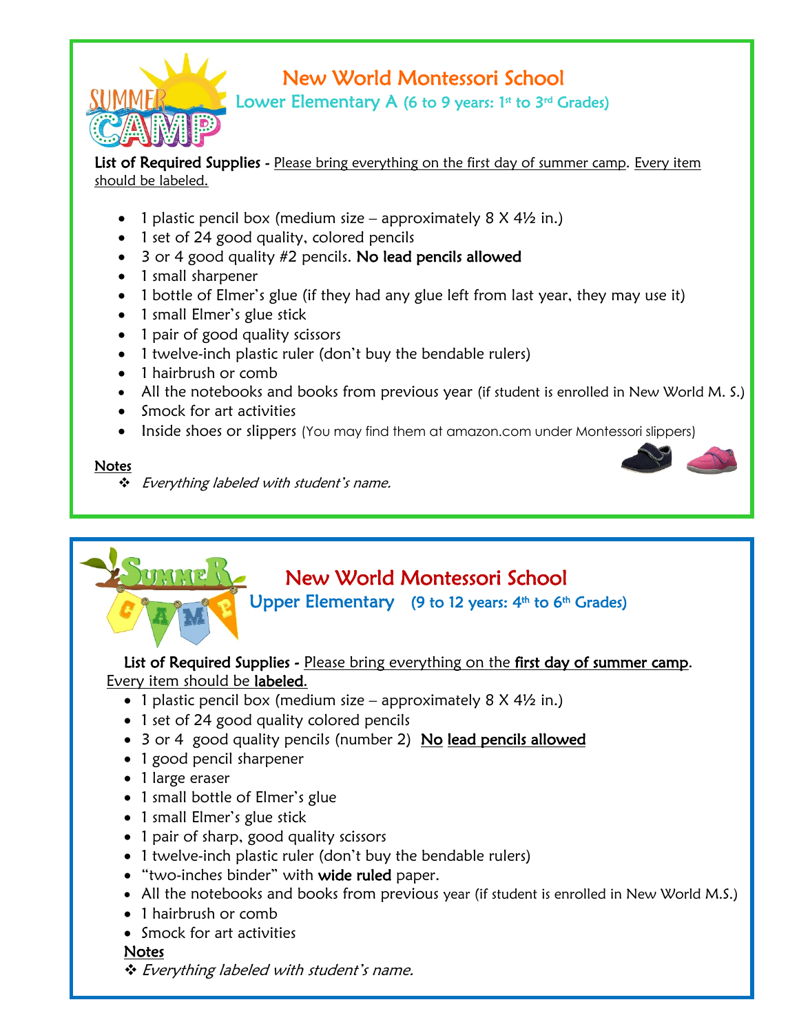# New World Montessori School

## Lower Elementary A (6 to 9 years: 1st to 3rd Grades)

**List of Required Supplies -** Please bring everything on the first day of summer camp. Every item should be labeled.

- 1 plastic pencil box (medium size – approximately 8 X 4½ in.)
- 1 set of 24 good quality, colored pencils
- 3 or 4 good quality #2 pencils. **No lead pencils allowed**
- 1 small sharpener
- 1 bottle of Elmer's glue (if they had any glue left from last year, they may use it)
- 1 small Elmer's glue stick
- 1 pair of good quality scissors
- 1 twelve-inch plastic ruler (don't buy the bendable rulers)
- 1 hairbrush or comb
- All the notebooks and books from previous year (if student is enrolled in New World M. S.)
- Smock for art activities
- Inside shoes or slippers (You may find them at amazon.com under Montessori slippers)

**Notes**

❖ *Everything labeled with student's name.*

# New World Montessori School

## Upper Elementary (9 to 12 years: 4th to 6th Grades)

**List of Required Supplies -** Please bring everything on the **first day of summer camp**. Every item should be **labeled**.

- 1 plastic pencil box (medium size – approximately 8 X 4½ in.)
- 1 set of 24 good quality colored pencils
- 3 or 4 good quality pencils (number 2) **No lead pencils allowed**
- 1 good pencil sharpener
- 1 large eraser
- 1 small bottle of Elmer's glue
- 1 small Elmer's glue stick
- 1 pair of sharp, good quality scissors
- 1 twelve-inch plastic ruler (don't buy the bendable rulers)
- "two-inches binder" with **wide ruled** paper.
- All the notebooks and books from previous year (if student is enrolled in New World M.S.)
- 1 hairbrush or comb
- Smock for art activities

**Notes**

❖ *Everything labeled with student's name.*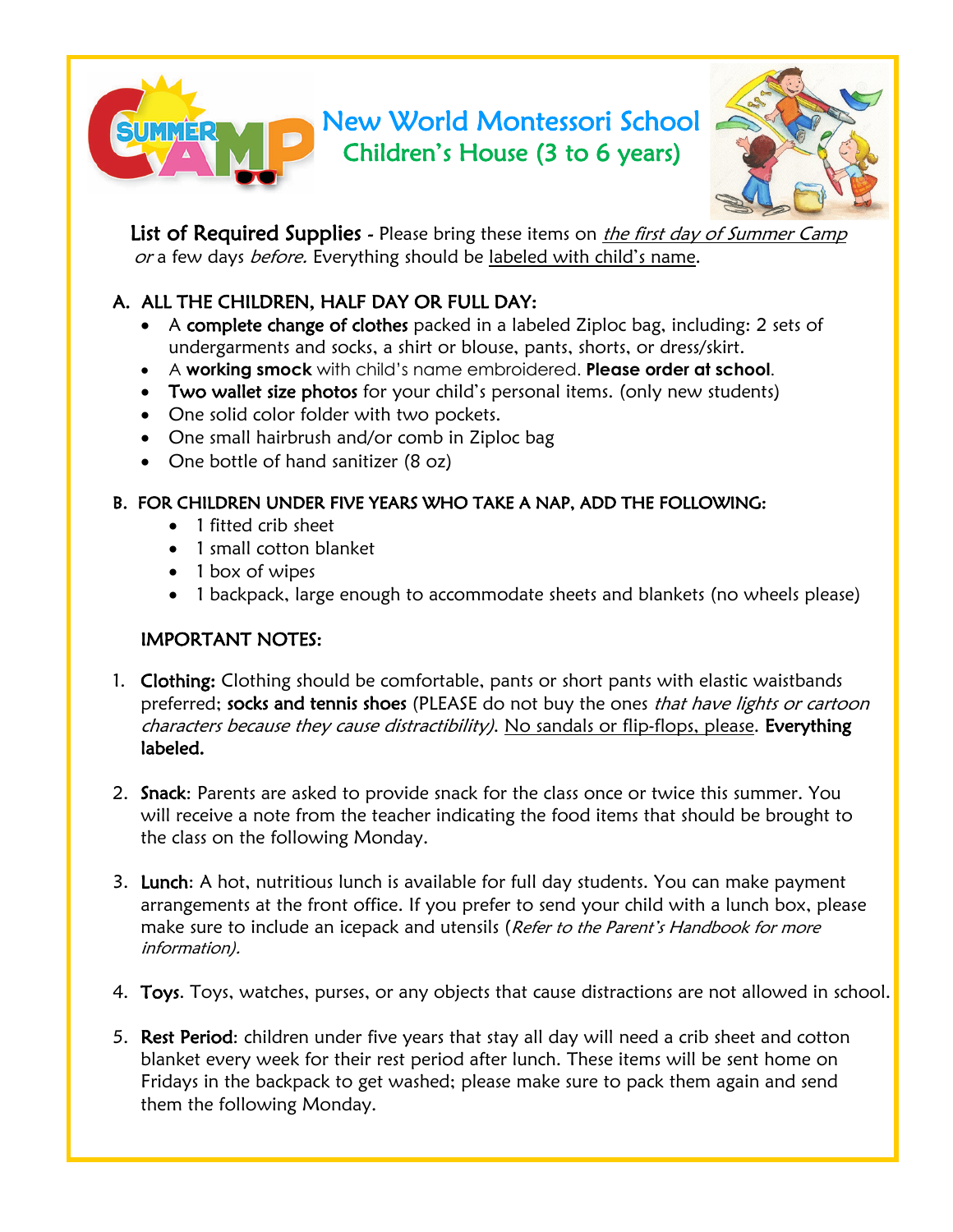# New World Montessori School

## Children's House (3 to 6 years)

**List of Required Supplies** - Please bring these items on *the first day of Summer Camp* *or* a few days *before.* Everything should be labeled with child's name.

### A. ALL THE CHILDREN, HALF DAY OR FULL DAY:

- A **complete change of clothes** packed in a labeled Ziploc bag, including: 2 sets of undergarments and socks, a shirt or blouse, pants, shorts, or dress/skirt.
- A **working smock** with child's name embroidered. **Please order at school**.
- **Two wallet size photos** for your child's personal items. (only new students)
- One solid color folder with two pockets.
- One small hairbrush and/or comb in Ziploc bag
- One bottle of hand sanitizer (8 oz)

### B. FOR CHILDREN UNDER FIVE YEARS WHO TAKE A NAP, ADD THE FOLLOWING:

- 1 fitted crib sheet
- 1 small cotton blanket
- 1 box of wipes
- 1 backpack, large enough to accommodate sheets and blankets (no wheels please)

### IMPORTANT NOTES:

1. **Clothing:** Clothing should be comfortable, pants or short pants with elastic waistbands preferred; **socks and tennis shoes** (PLEASE do not buy the ones *that have lights or cartoon characters because they cause distractibility)*. No sandals or flip-flops, please. **Everything labeled.**

2. **Snack**: Parents are asked to provide snack for the class once or twice this summer. You will receive a note from the teacher indicating the food items that should be brought to the class on the following Monday.

3. **Lunch**: A hot, nutritious lunch is available for full day students. You can make payment arrangements at the front office. If you prefer to send your child with a lunch box, please make sure to include an icepack and utensils (*Refer to the Parent's Handbook for more information).*

4. **Toys**. Toys, watches, purses, or any objects that cause distractions are not allowed in school.

5. **Rest Period**: children under five years that stay all day will need a crib sheet and cotton blanket every week for their rest period after lunch. These items will be sent home on Fridays in the backpack to get washed; please make sure to pack them again and send them the following Monday.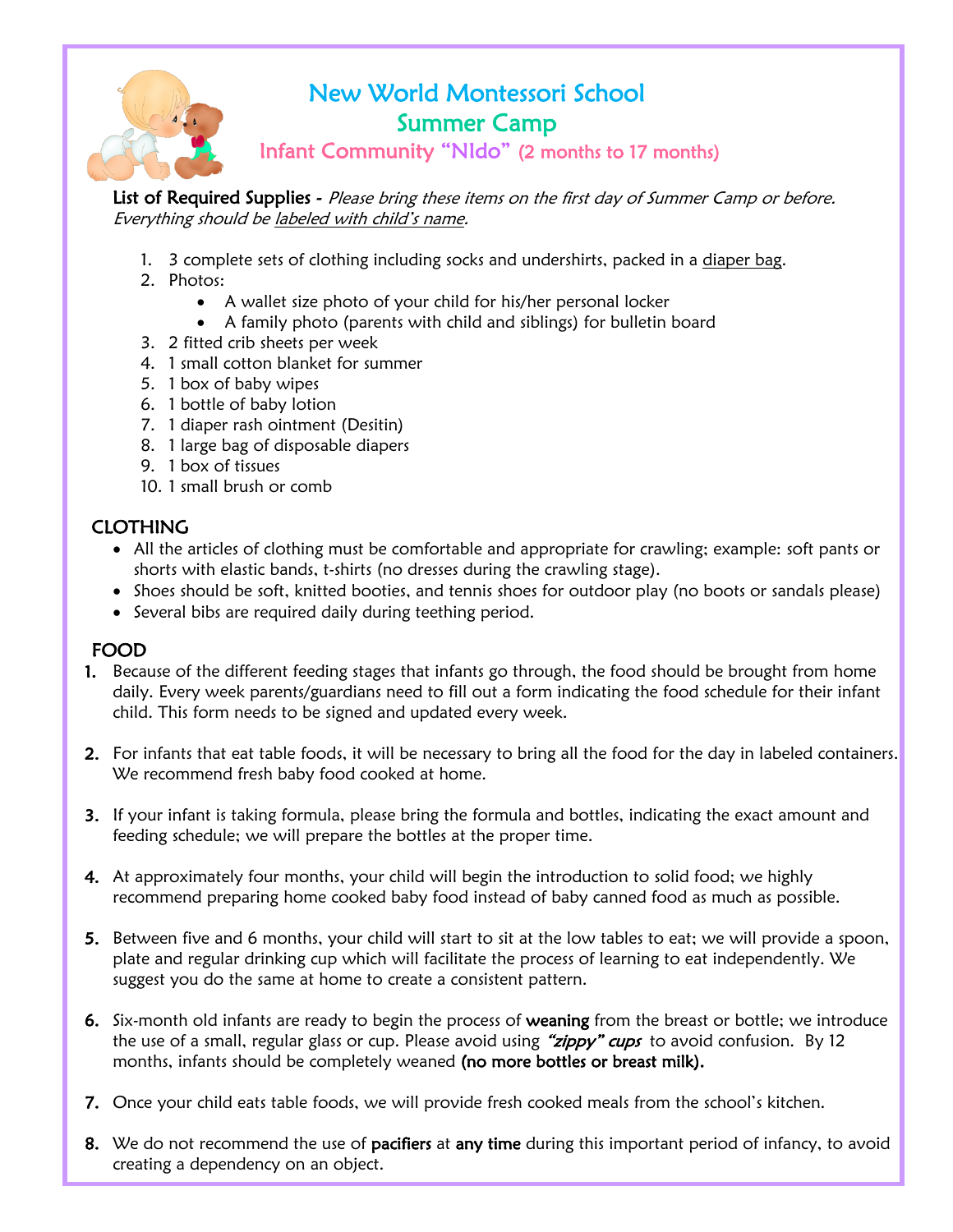# New World Montessori School
## Summer Camp
### Infant Community "NIdo" (2 months to 17 months)

**List of Required Supplies -** *Please bring these items on the first day of Summer Camp or before. Everything should be labeled with child's name.*

1. 3 complete sets of clothing including socks and undershirts, packed in a diaper bag.
2. Photos:
   - A wallet size photo of your child for his/her personal locker
   - A family photo (parents with child and siblings) for bulletin board
3. 2 fitted crib sheets per week
4. 1 small cotton blanket for summer
5. 1 box of baby wipes
6. 1 bottle of baby lotion
7. 1 diaper rash ointment (Desitin)
8. 1 large bag of disposable diapers
9. 1 box of tissues
10. 1 small brush or comb

## CLOTHING

- All the articles of clothing must be comfortable and appropriate for crawling; example: soft pants or shorts with elastic bands, t-shirts (no dresses during the crawling stage).
- Shoes should be soft, knitted booties, and tennis shoes for outdoor play (no boots or sandals please)
- Several bibs are required daily during teething period.

## FOOD

1. Because of the different feeding stages that infants go through, the food should be brought from home daily. Every week parents/guardians need to fill out a form indicating the food schedule for their infant child. This form needs to be signed and updated every week.

2. For infants that eat table foods, it will be necessary to bring all the food for the day in labeled containers. We recommend fresh baby food cooked at home.

3. If your infant is taking formula, please bring the formula and bottles, indicating the exact amount and feeding schedule; we will prepare the bottles at the proper time.

4. At approximately four months, your child will begin the introduction to solid food; we highly recommend preparing home cooked baby food instead of baby canned food as much as possible.

5. Between five and 6 months, your child will start to sit at the low tables to eat; we will provide a spoon, plate and regular drinking cup which will facilitate the process of learning to eat independently. We suggest you do the same at home to create a consistent pattern.

6. Six-month old infants are ready to begin the process of **weaning** from the breast or bottle; we introduce the use of a small, regular glass or cup. Please avoid using ***"zippy" cups*** to avoid confusion. By 12 months, infants should be completely weaned **(no more bottles or breast milk).**

7. Once your child eats table foods, we will provide fresh cooked meals from the school's kitchen.

8. We do not recommend the use of **pacifiers** at **any time** during this important period of infancy, to avoid creating a dependency on an object.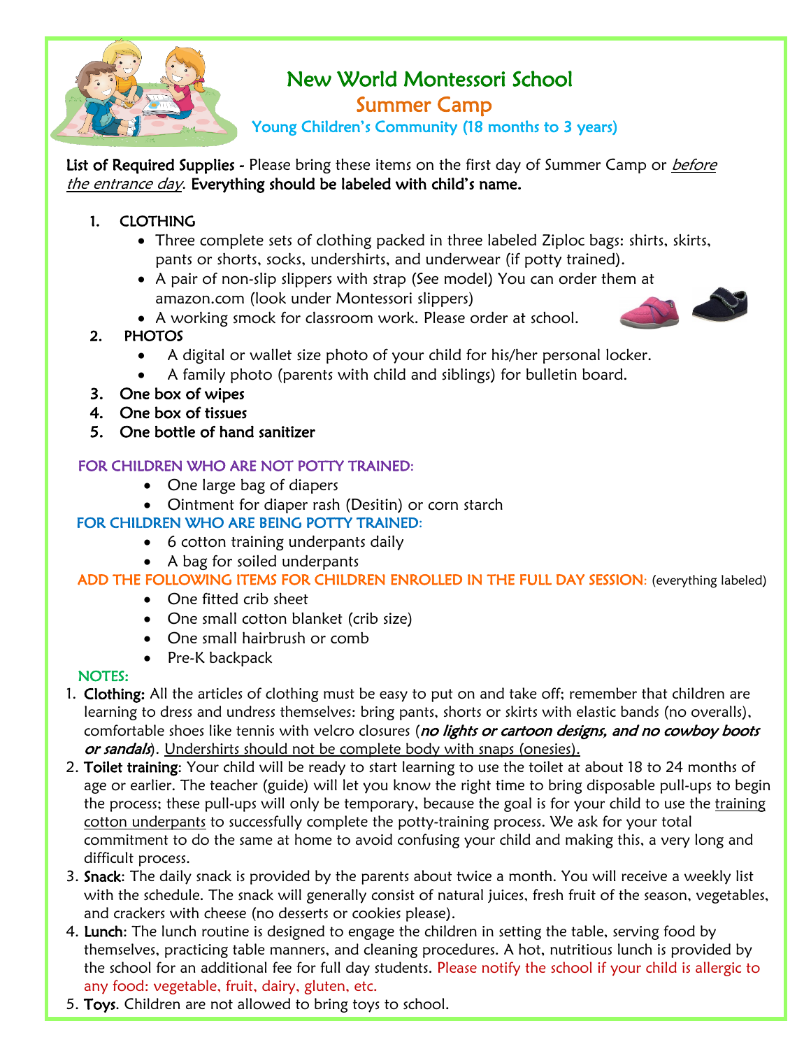# New World Montessori School

## Summer Camp

### Young Children's Community (18 months to 3 years)

**List of Required Supplies -** Please bring these items on the first day of Summer Camp or *before the entrance day*. **Everything should be labeled with child's name.**

1. **CLOTHING**
   - Three complete sets of clothing packed in three labeled Ziploc bags: shirts, skirts, pants or shorts, socks, undershirts, and underwear (if potty trained).
   - A pair of non-slip slippers with strap (See model) You can order them at amazon.com (look under Montessori slippers)
   - A working smock for classroom work. Please order at school.
2. **PHOTOS**
   - A digital or wallet size photo of your child for his/her personal locker.
   - A family photo (parents with child and siblings) for bulletin board.
3. **One box of wipes**
4. **One box of tissues**
5. **One bottle of hand sanitizer**

**FOR CHILDREN WHO ARE NOT POTTY TRAINED:**

- One large bag of diapers
- Ointment for diaper rash (Desitin) or corn starch

**FOR CHILDREN WHO ARE BEING POTTY TRAINED:**

- 6 cotton training underpants daily
- A bag for soiled underpants

**ADD THE FOLLOWING ITEMS FOR CHILDREN ENROLLED IN THE FULL DAY SESSION:** (everything labeled)

- One fitted crib sheet
- One small cotton blanket (crib size)
- One small hairbrush or comb
- Pre-K backpack

**NOTES:**

1. **Clothing:** All the articles of clothing must be easy to put on and take off; remember that children are learning to dress and undress themselves: bring pants, shorts or skirts with elastic bands (no overalls), comfortable shoes like tennis with velcro closures (***no lights or cartoon designs, and no cowboy boots or sandals***). Undershirts should not be complete body with snaps (onesies).
2. **Toilet training**: Your child will be ready to start learning to use the toilet at about 18 to 24 months of age or earlier. The teacher (guide) will let you know the right time to bring disposable pull-ups to begin the process; these pull-ups will only be temporary, because the goal is for your child to use the training cotton underpants to successfully complete the potty-training process. We ask for your total commitment to do the same at home to avoid confusing your child and making this, a very long and difficult process.
3. **Snack**: The daily snack is provided by the parents about twice a month. You will receive a weekly list with the schedule. The snack will generally consist of natural juices, fresh fruit of the season, vegetables, and crackers with cheese (no desserts or cookies please).
4. **Lunch**: The lunch routine is designed to engage the children in setting the table, serving food by themselves, practicing table manners, and cleaning procedures. A hot, nutritious lunch is provided by the school for an additional fee for full day students. Please notify the school if your child is allergic to any food: vegetable, fruit, dairy, gluten, etc.
5. **Toys**. Children are not allowed to bring toys to school.